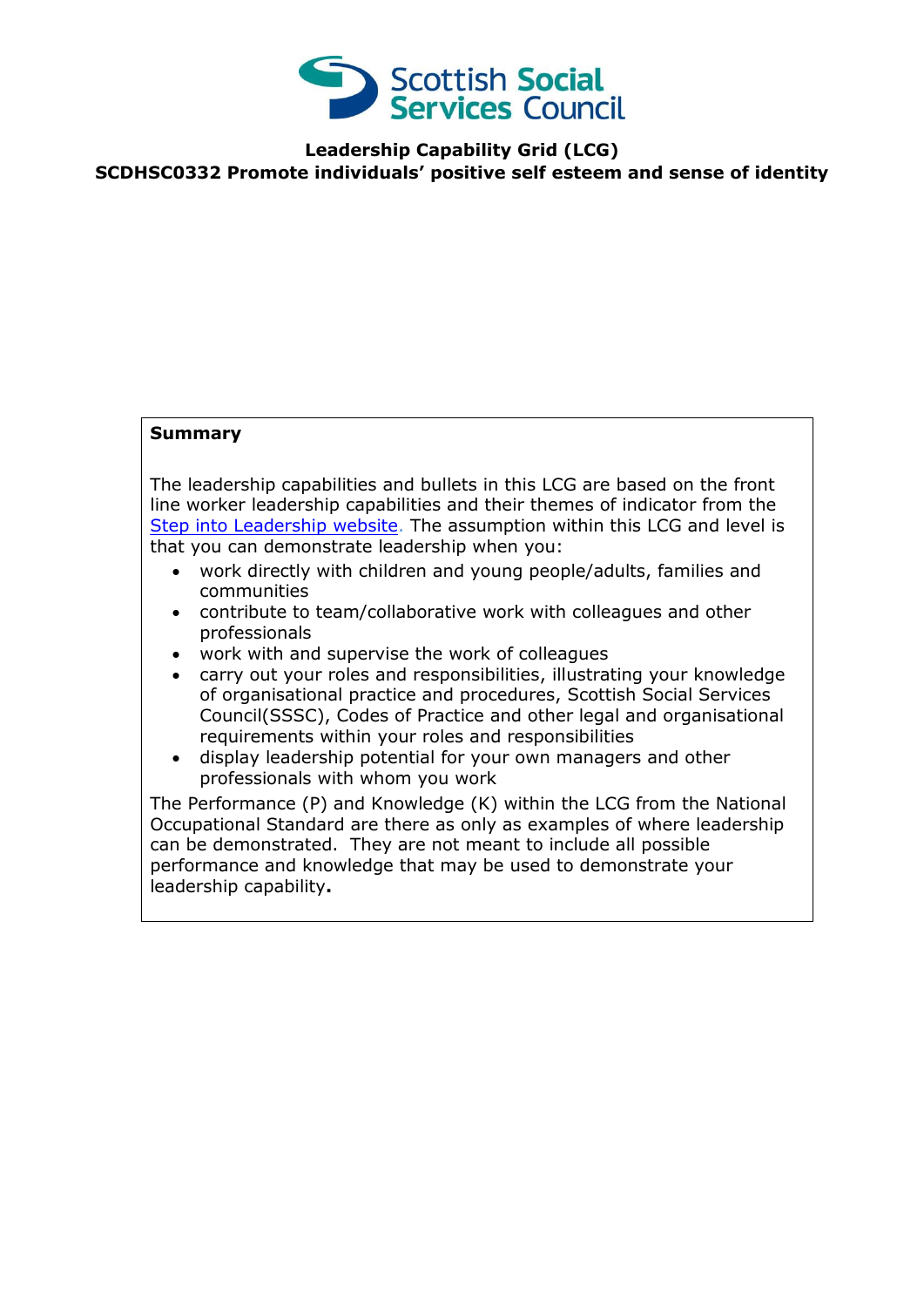Scottish Social Services Council

# Leadership Capability Grid (LCG)

## SCDHSC0332 Promote individuals' positive self esteem and sense of identity

**Summary**

The leadership capabilities and bullets in this LCG are based on the front line worker leadership capabilities and their themes of indicator from the Step into Leadership website. The assumption within this LCG and level is that you can demonstrate leadership when you:

- work directly with children and young people/adults, families and communities
- contribute to team/collaborative work with colleagues and other professionals
- work with and supervise the work of colleagues
- carry out your roles and responsibilities, illustrating your knowledge of organisational practice and procedures, Scottish Social Services Council(SSSC), Codes of Practice and other legal and organisational requirements within your roles and responsibilities
- display leadership potential for your own managers and other professionals with whom you work

The Performance (P) and Knowledge (K) within the LCG from the National Occupational Standard are there as only as examples of where leadership can be demonstrated. They are not meant to include all possible performance and knowledge that may be used to demonstrate your leadership capability**.**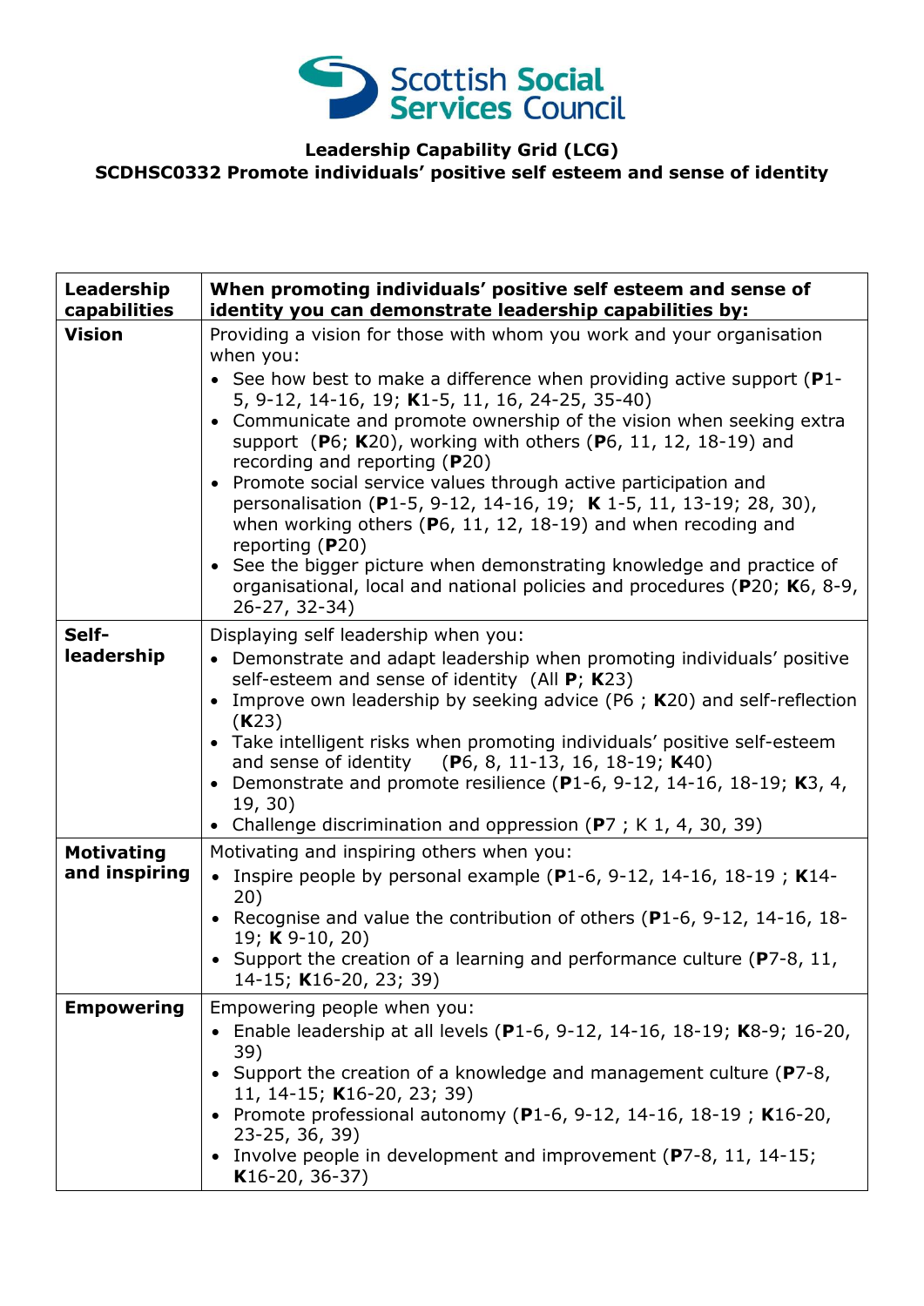Scottish Social Services Council

**Leadership Capability Grid (LCG)**
**SCDHSC0332 Promote individuals' positive self esteem and sense of identity**

| **Leadership capabilities** | **When promoting individuals' positive self esteem and sense of identity you can demonstrate leadership capabilities by:** |
|---|---|
| **Vision** | Providing a vision for those with whom you work and your organisation when you:<br>• See how best to make a difference when providing active support (**P**1-5, 9-12, 14-16, 19; **K**1-5, 11, 16, 24-25, 35-40)<br>• Communicate and promote ownership of the vision when seeking extra support (**P**6; **K**20), working with others (**P**6, 11, 12, 18-19) and recording and reporting (**P**20)<br>• Promote social service values through active participation and personalisation (**P**1-5, 9-12, 14-16, 19; **K** 1-5, 11, 13-19; 28, 30), when working others (**P**6, 11, 12, 18-19) and when recoding and reporting (**P**20)<br>• See the bigger picture when demonstrating knowledge and practice of organisational, local and national policies and procedures (**P**20; **K**6, 8-9, 26-27, 32-34) |
| **Self-leadership** | Displaying self leadership when you:<br>• Demonstrate and adapt leadership when promoting individuals' positive self-esteem and sense of identity (All **P**; **K**23)<br>• Improve own leadership by seeking advice (P6 ; **K**20) and self-reflection (**K**23)<br>• Take intelligent risks when promoting individuals' positive self-esteem and sense of identity (**P**6, 8, 11-13, 16, 18-19; **K**40)<br>• Demonstrate and promote resilience (**P**1-6, 9-12, 14-16, 18-19; **K**3, 4, 19, 30)<br>• Challenge discrimination and oppression (**P**7 ; K 1, 4, 30, 39) |
| **Motivating and inspiring** | Motivating and inspiring others when you:<br>• Inspire people by personal example (**P**1-6, 9-12, 14-16, 18-19 ; **K**14-20)<br>• Recognise and value the contribution of others (**P**1-6, 9-12, 14-16, 18-19; **K** 9-10, 20)<br>• Support the creation of a learning and performance culture (**P**7-8, 11, 14-15; **K**16-20, 23; 39) |
| **Empowering** | Empowering people when you:<br>• Enable leadership at all levels (**P**1-6, 9-12, 14-16, 18-19; **K**8-9; 16-20, 39)<br>• Support the creation of a knowledge and management culture (**P**7-8, 11, 14-15; **K**16-20, 23; 39)<br>• Promote professional autonomy (**P**1-6, 9-12, 14-16, 18-19 ; **K**16-20, 23-25, 36, 39)<br>• Involve people in development and improvement (**P**7-8, 11, 14-15; **K**16-20, 36-37) |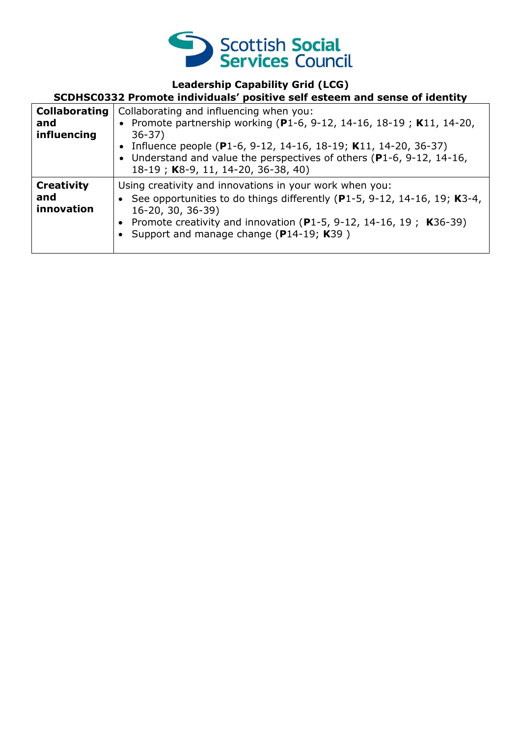**Leadership Capability Grid (LCG)**

**SCDHSC0332 Promote individuals' positive self esteem and sense of identity**

| | |
|---|---|
| **Collaborating and influencing** | Collaborating and influencing when you:<br>• Promote partnership working (**P**1-6, 9-12, 14-16, 18-19 ; **K**11, 14-20, 36-37)<br>• Influence people (**P**1-6, 9-12, 14-16, 18-19; **K**11, 14-20, 36-37)<br>• Understand and value the perspectives of others (**P**1-6, 9-12, 14-16, 18-19 ; **K**8-9, 11, 14-20, 36-38, 40) |
| **Creativity and innovation** | Using creativity and innovations in your work when you:<br>• See opportunities to do things differently (**P**1-5, 9-12, 14-16, 19; **K**3-4, 16-20, 30, 36-39)<br>• Promote creativity and innovation (**P**1-5, 9-12, 14-16, 19 ; **K**36-39)<br>• Support and manage change (**P**14-19; **K**39 ) |